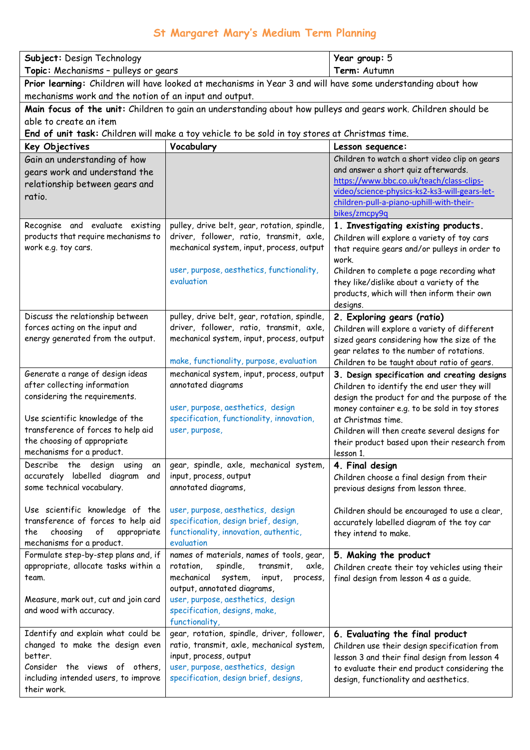# St Margaret Mary's Medium Term Planning

| **Subject:** Design Technology<br>**Topic:** Mechanisms – pulleys or gears | | **Year group:** 5<br>**Term:** Autumn |
|---|---|---|
| **Prior learning:** Children will have looked at mechanisms in Year 3 and will have some understanding about how mechanisms work and the notion of an input and output. | | |
| **Main focus of the unit:** Children to gain an understanding about how pulleys and gears work. Children should be able to create an item<br>**End of unit task:** Children will make a toy vehicle to be sold in toy stores at Christmas time. | | |
| **Key Objectives** | **Vocabulary** | **Lesson sequence:** |
| Gain an understanding of how gears work and understand the relationship between gears and ratio. | | Children to watch a short video clip on gears and answer a short quiz afterwards. https://www.bbc.co.uk/teach/class-clips-video/science-physics-ks2-ks3-will-gears-let-children-pull-a-piano-uphill-with-their-bikes/zmcpy9q |
| Recognise and evaluate existing products that require mechanisms to work e.g. toy cars. | pulley, drive belt, gear, rotation, spindle, driver, follower, ratio, transmit, axle, mechanical system, input, process, output<br><br>user, purpose, aesthetics, functionality, evaluation | **1. Investigating existing products.**<br>Children will explore a variety of toy cars that require gears and/or pulleys in order to work.<br>Children to complete a page recording what they like/dislike about a variety of the products, which will then inform their own designs. |
| Discuss the relationship between forces acting on the input and energy generated from the output. | pulley, drive belt, gear, rotation, spindle, driver, follower, ratio, transmit, axle, mechanical system, input, process, output<br><br>make, functionality, purpose, evaluation | **2. Exploring gears (ratio)**<br>Children will explore a variety of different sized gears considering how the size of the gear relates to the number of rotations.<br>Children to be taught about ratio of gears. |
| Generate a range of design ideas after collecting information considering the requirements.<br><br>Use scientific knowledge of the transference of forces to help aid the choosing of appropriate mechanisms for a product. | mechanical system, input, process, output annotated diagrams<br><br>user, purpose, aesthetics, design specification, functionality, innovation, user, purpose, | **3. Design specification and creating designs**<br>Children to identify the end user they will design the product for and the purpose of the money container e.g. to be sold in toy stores at Christmas time.<br>Children will then create several designs for their product based upon their research from lesson 1. |
| Describe the design using an accurately labelled diagram and some technical vocabulary.<br><br>Use scientific knowledge of the transference of forces to help aid the choosing of appropriate mechanisms for a product. | gear, spindle, axle, mechanical system, input, process, output annotated diagrams,<br><br>user, purpose, aesthetics, design specification, design brief, design, functionality, innovation, authentic, evaluation | **4. Final design**<br>Children choose a final design from their previous designs from lesson three.<br><br>Children should be encouraged to use a clear, accurately labelled diagram of the toy car they intend to make. |
| Formulate step-by-step plans and, if appropriate, allocate tasks within a team.<br><br>Measure, mark out, cut and join card and wood with accuracy. | names of materials, names of tools, gear, rotation, spindle, transmit, axle, mechanical system, input, process, output, annotated diagrams,<br>user, purpose, aesthetics, design specification, designs, make, functionality, | **5. Making the product**<br>Children create their toy vehicles using their final design from lesson 4 as a guide. |
| Identify and explain what could be changed to make the design even better.<br>Consider the views of others, including intended users, to improve their work. | gear, rotation, spindle, driver, follower, ratio, transmit, axle, mechanical system, input, process, output<br>user, purpose, aesthetics, design specification, design brief, designs, | **6. Evaluating the final product**<br>Children use their design specification from lesson 3 and their final design from lesson 4 to evaluate their end product considering the design, functionality and aesthetics. |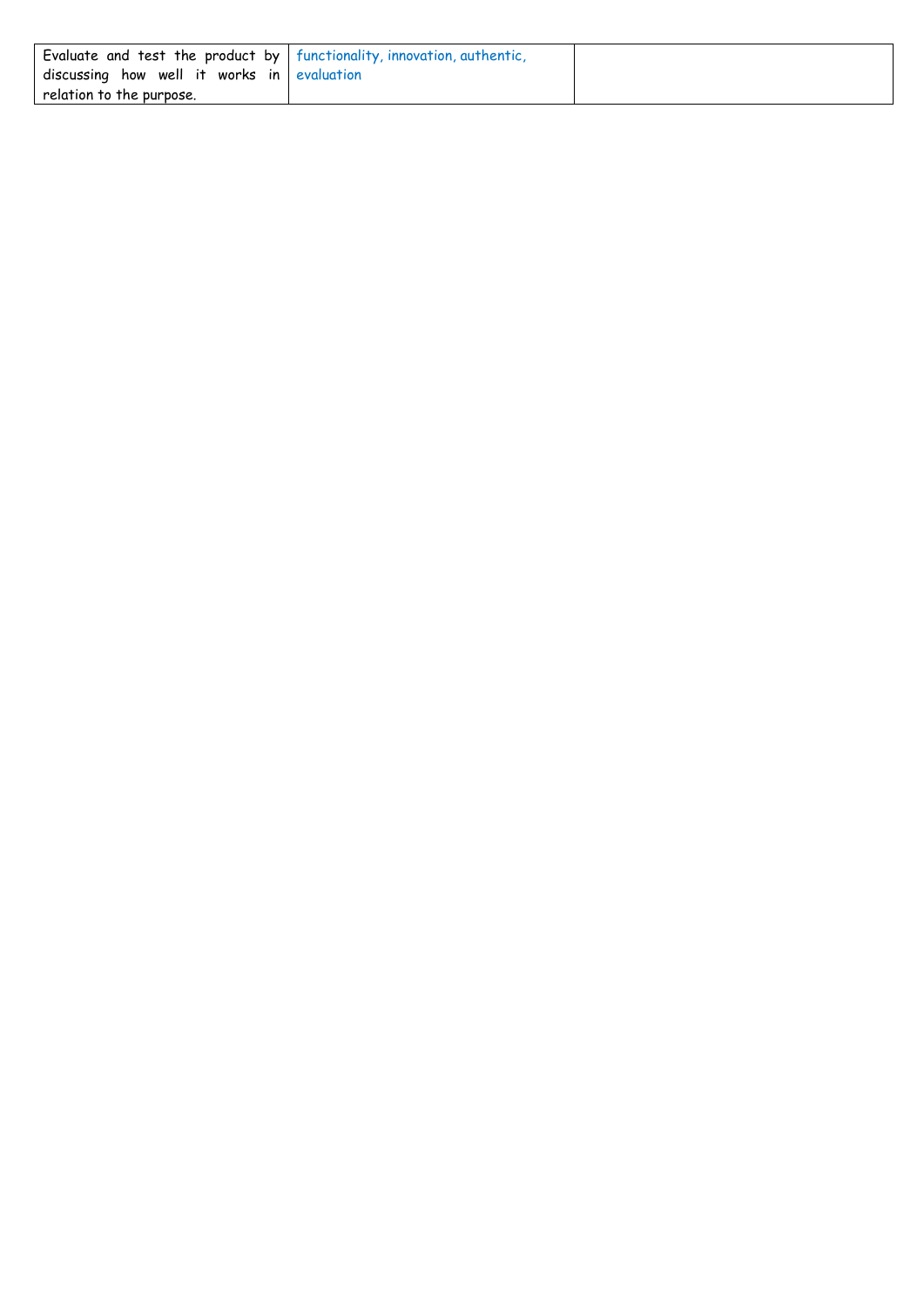| | | |
|---|---|---|
| Evaluate and test the product by discussing how well it works in relation to the purpose. | functionality, innovation, authentic, evaluation | |